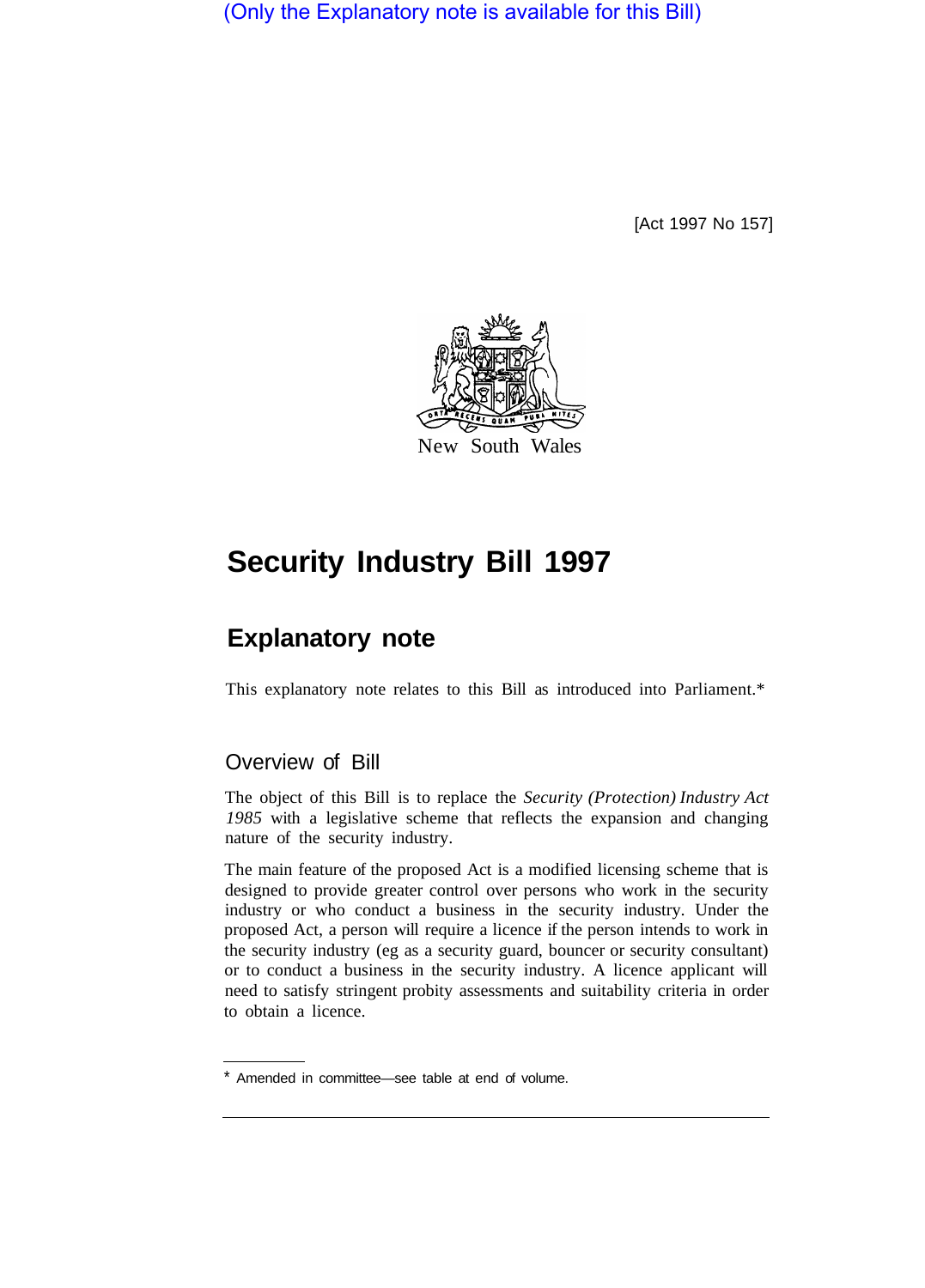(Only the Explanatory note is available for this Bill)

[Act 1997 No 157]

New South Wales

# Security Industry Bill 1997

## Explanatory note

This explanatory note relates to this Bill as introduced into Parliament.*

### Overview of Bill

The object of this Bill is to replace the *Security (Protection) Industry Act 1985* with a legislative scheme that reflects the expansion and changing nature of the security industry.

The main feature of the proposed Act is a modified licensing scheme that is designed to provide greater control over persons who work in the security industry or who conduct a business in the security industry. Under the proposed Act, a person will require a licence if the person intends to work in the security industry (eg as a security guard, bouncer or security consultant) or to conduct a business in the security industry. A licence applicant will need to satisfy stringent probity assessments and suitability criteria in order to obtain a licence.

* Amended in committee—see table at end of volume.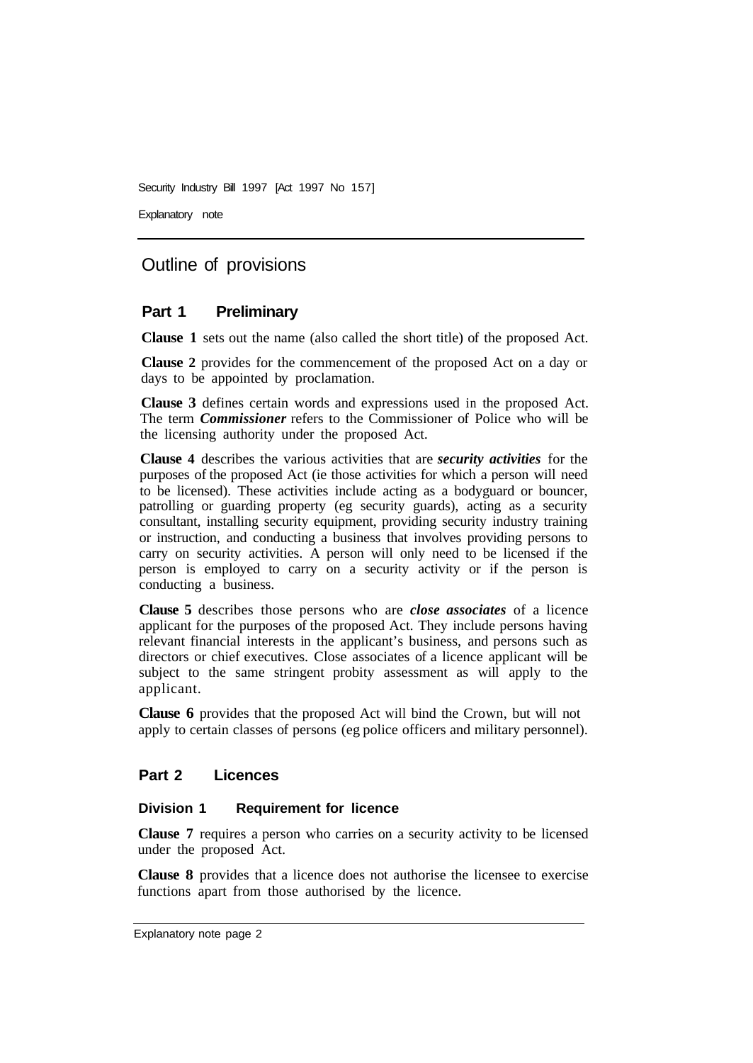# Outline of provisions

## Part 1 Preliminary

**Clause 1** sets out the name (also called the short title) of the proposed Act.

**Clause 2** provides for the commencement of the proposed Act on a day or days to be appointed by proclamation.

**Clause 3** defines certain words and expressions used in the proposed Act. The term ***Commissioner*** refers to the Commissioner of Police who will be the licensing authority under the proposed Act.

**Clause 4** describes the various activities that are ***security activities*** for the purposes of the proposed Act (ie those activities for which a person will need to be licensed). These activities include acting as a bodyguard or bouncer, patrolling or guarding property (eg security guards), acting as a security consultant, installing security equipment, providing security industry training or instruction, and conducting a business that involves providing persons to carry on security activities. A person will only need to be licensed if the person is employed to carry on a security activity or if the person is conducting a business.

**Clause 5** describes those persons who are ***close associates*** of a licence applicant for the purposes of the proposed Act. They include persons having relevant financial interests in the applicant's business, and persons such as directors or chief executives. Close associates of a licence applicant will be subject to the same stringent probity assessment as will apply to the applicant.

**Clause 6** provides that the proposed Act will bind the Crown, but will not apply to certain classes of persons (eg police officers and military personnel).

## Part 2 Licences

### Division 1 Requirement for licence

**Clause 7** requires a person who carries on a security activity to be licensed under the proposed Act.

**Clause 8** provides that a licence does not authorise the licensee to exercise functions apart from those authorised by the licence.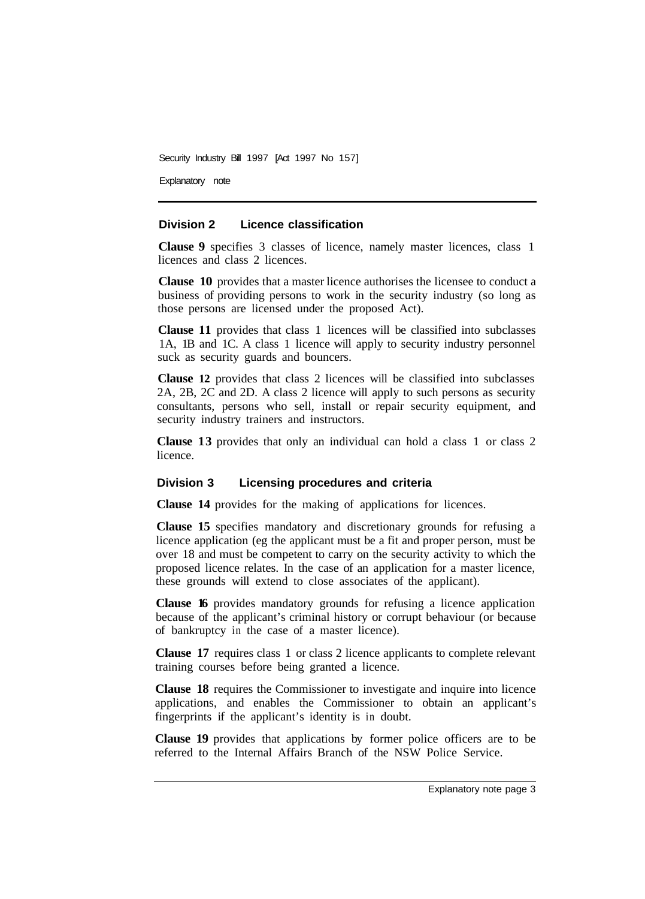### Division 2 Licence classification

**Clause 9** specifies 3 classes of licence, namely master licences, class 1 licences and class 2 licences.

**Clause 10** provides that a master licence authorises the licensee to conduct a business of providing persons to work in the security industry (so long as those persons are licensed under the proposed Act).

**Clause 11** provides that class 1 licences will be classified into subclasses 1A, 1B and 1C. A class 1 licence will apply to security industry personnel suck as security guards and bouncers.

**Clause 12** provides that class 2 licences will be classified into subclasses 2A, 2B, 2C and 2D. A class 2 licence will apply to such persons as security consultants, persons who sell, install or repair security equipment, and security industry trainers and instructors.

**Clause 13** provides that only an individual can hold a class 1 or class 2 licence.

### Division 3 Licensing procedures and criteria

**Clause 14** provides for the making of applications for licences.

**Clause 15** specifies mandatory and discretionary grounds for refusing a licence application (eg the applicant must be a fit and proper person, must be over 18 and must be competent to carry on the security activity to which the proposed licence relates. In the case of an application for a master licence, these grounds will extend to close associates of the applicant).

**Clause 16** provides mandatory grounds for refusing a licence application because of the applicant's criminal history or corrupt behaviour (or because of bankruptcy in the case of a master licence).

**Clause 17** requires class 1 or class 2 licence applicants to complete relevant training courses before being granted a licence.

**Clause 18** requires the Commissioner to investigate and inquire into licence applications, and enables the Commissioner to obtain an applicant's fingerprints if the applicant's identity is in doubt.

**Clause 19** provides that applications by former police officers are to be referred to the Internal Affairs Branch of the NSW Police Service.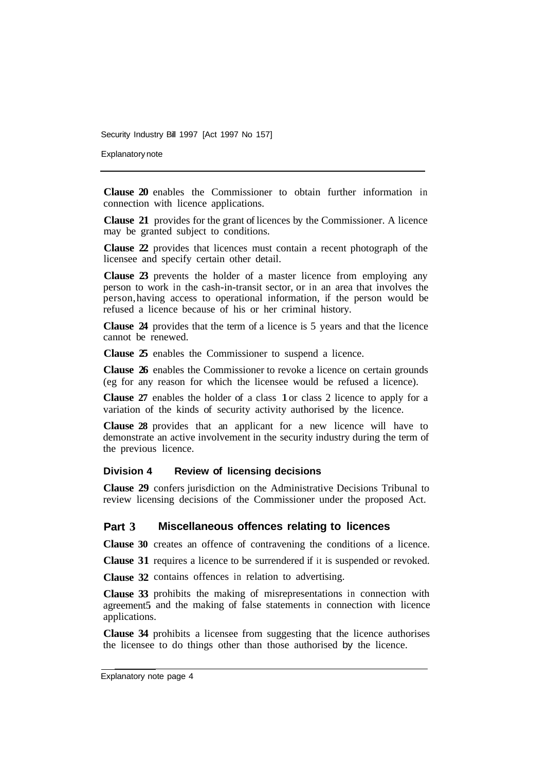**Clause 20** enables the Commissioner to obtain further information in connection with licence applications.

**Clause 21** provides for the grant of licences by the Commissioner. A licence may be granted subject to conditions.

**Clause 22** provides that licences must contain a recent photograph of the licensee and specify certain other detail.

**Clause 23** prevents the holder of a master licence from employing any person to work in the cash-in-transit sector, or in an area that involves the person, having access to operational information, if the person would be refused a licence because of his or her criminal history.

**Clause 24** provides that the term of a licence is 5 years and that the licence cannot be renewed.

**Clause 25** enables the Commissioner to suspend a licence.

**Clause 26** enables the Commissioner to revoke a licence on certain grounds (eg for any reason for which the licensee would be refused a licence).

**Clause 27** enables the holder of a class 1 or class 2 licence to apply for a variation of the kinds of security activity authorised by the licence.

**Clause 28** provides that an applicant for a new licence will have to demonstrate an active involvement in the security industry during the term of the previous licence.

### Division 4 Review of licensing decisions

**Clause 29** confers jurisdiction on the Administrative Decisions Tribunal to review licensing decisions of the Commissioner under the proposed Act.

## Part 3 Miscellaneous offences relating to licences

**Clause 30** creates an offence of contravening the conditions of a licence.

**Clause 31** requires a licence to be surrendered if it is suspended or revoked.

**Clause 32** contains offences in relation to advertising.

**Clause 33** prohibits the making of misrepresentations in connection with agreements and the making of false statements in connection with licence applications.

**Clause 34** prohibits a licensee from suggesting that the licence authorises the licensee to do things other than those authorised by the licence.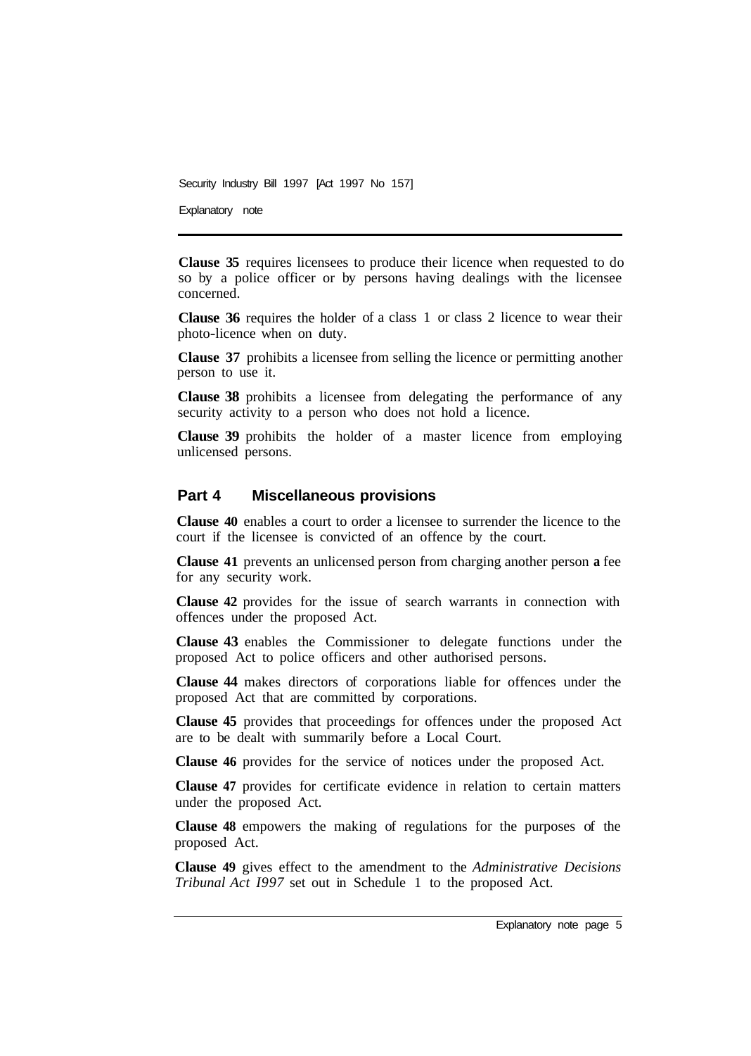**Clause 35** requires licensees to produce their licence when requested to do so by a police officer or by persons having dealings with the licensee concerned.

**Clause 36** requires the holder of a class 1 or class 2 licence to wear their photo-licence when on duty.

**Clause 37** prohibits a licensee from selling the licence or permitting another person to use it.

**Clause 38** prohibits a licensee from delegating the performance of any security activity to a person who does not hold a licence.

**Clause 39** prohibits the holder of a master licence from employing unlicensed persons.

## Part 4 Miscellaneous provisions

**Clause 40** enables a court to order a licensee to surrender the licence to the court if the licensee is convicted of an offence by the court.

**Clause 41** prevents an unlicensed person from charging another person **a** fee for any security work.

**Clause 42** provides for the issue of search warrants in connection with offences under the proposed Act.

**Clause 43** enables the Commissioner to delegate functions under the proposed Act to police officers and other authorised persons.

**Clause 44** makes directors of corporations liable for offences under the proposed Act that are committed by corporations.

**Clause 45** provides that proceedings for offences under the proposed Act are to be dealt with summarily before a Local Court.

**Clause 46** provides for the service of notices under the proposed Act.

**Clause 47** provides for certificate evidence in relation to certain matters under the proposed Act.

**Clause 48** empowers the making of regulations for the purposes of the proposed Act.

**Clause 49** gives effect to the amendment to the *Administrative Decisions Tribunal Act I997* set out in Schedule 1 to the proposed Act.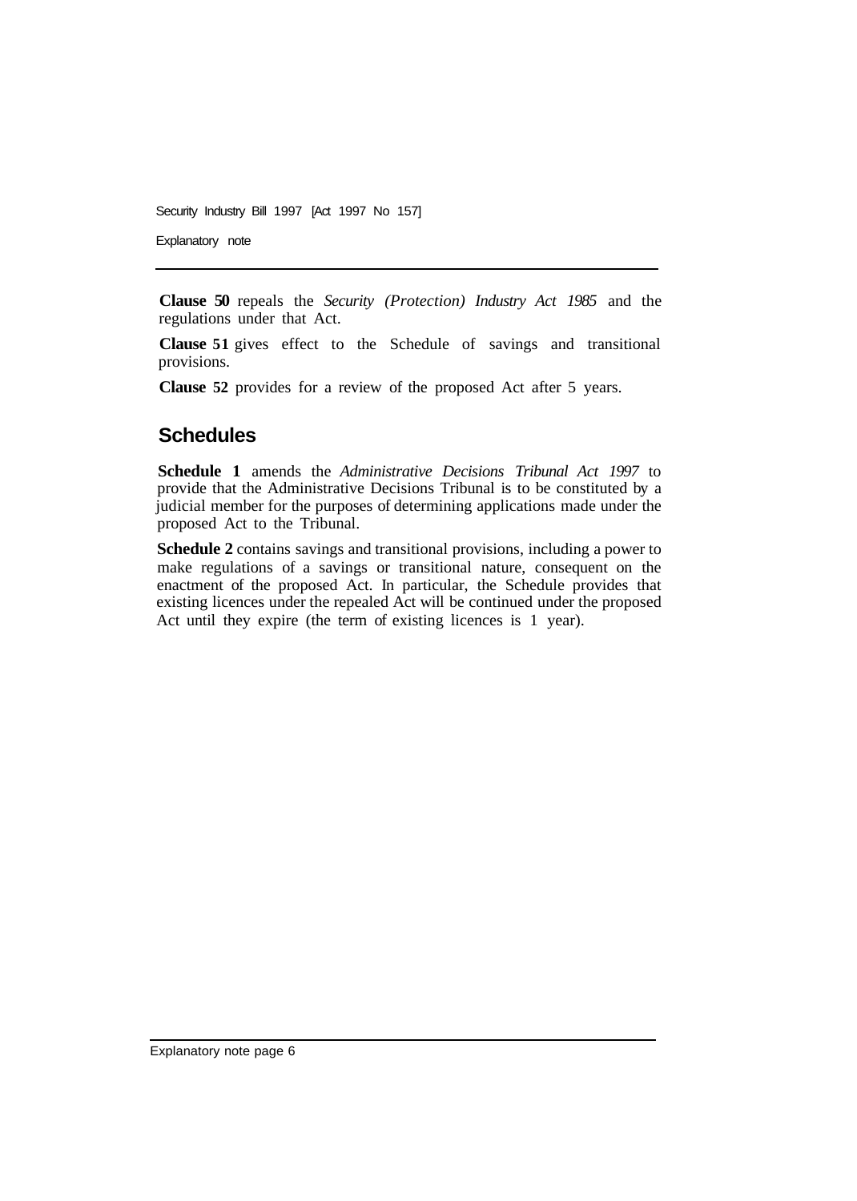**Clause 50** repeals the *Security (Protection) Industry Act 1985* and the regulations under that Act.

**Clause 51** gives effect to the Schedule of savings and transitional provisions.

**Clause 52** provides for a review of the proposed Act after 5 years.

## Schedules

**Schedule 1** amends the *Administrative Decisions Tribunal Act 1997* to provide that the Administrative Decisions Tribunal is to be constituted by a judicial member for the purposes of determining applications made under the proposed Act to the Tribunal.

**Schedule 2** contains savings and transitional provisions, including a power to make regulations of a savings or transitional nature, consequent on the enactment of the proposed Act. In particular, the Schedule provides that existing licences under the repealed Act will be continued under the proposed Act until they expire (the term of existing licences is 1 year).